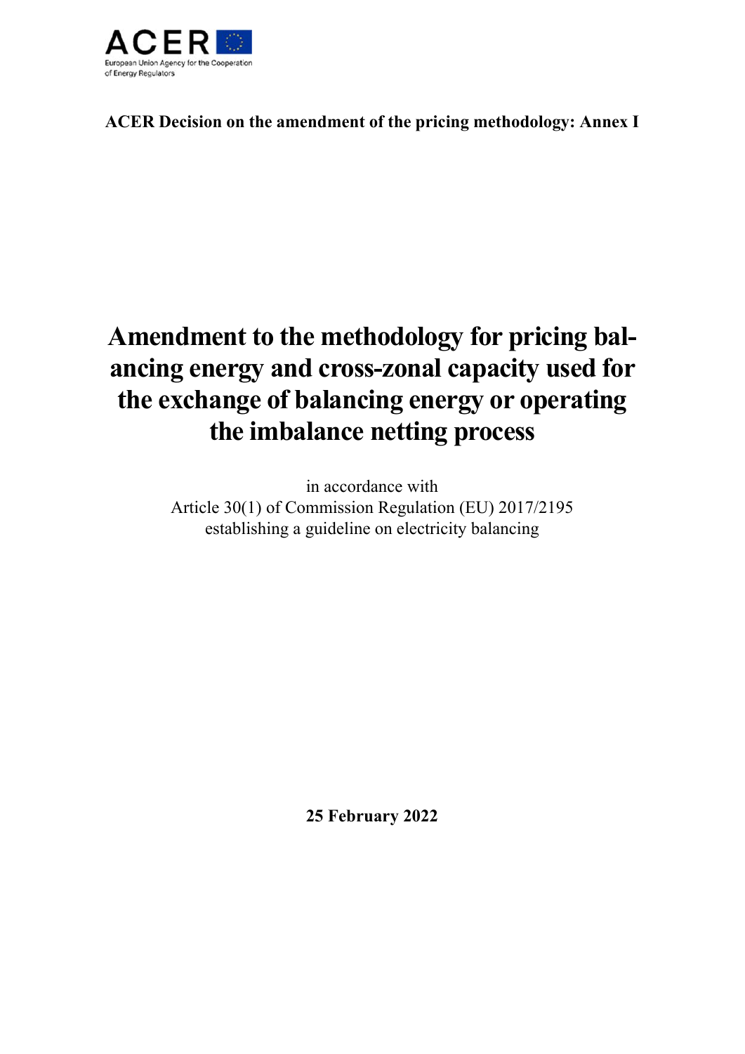**ACER Decision on the amendment of the pricing methodology: Annex I**

# Amendment to the methodology for pricing balancing energy and cross-zonal capacity used for the exchange of balancing energy or operating the imbalance netting process

in accordance with
Article 30(1) of Commission Regulation (EU) 2017/2195
establishing a guideline on electricity balancing

**25 February 2022**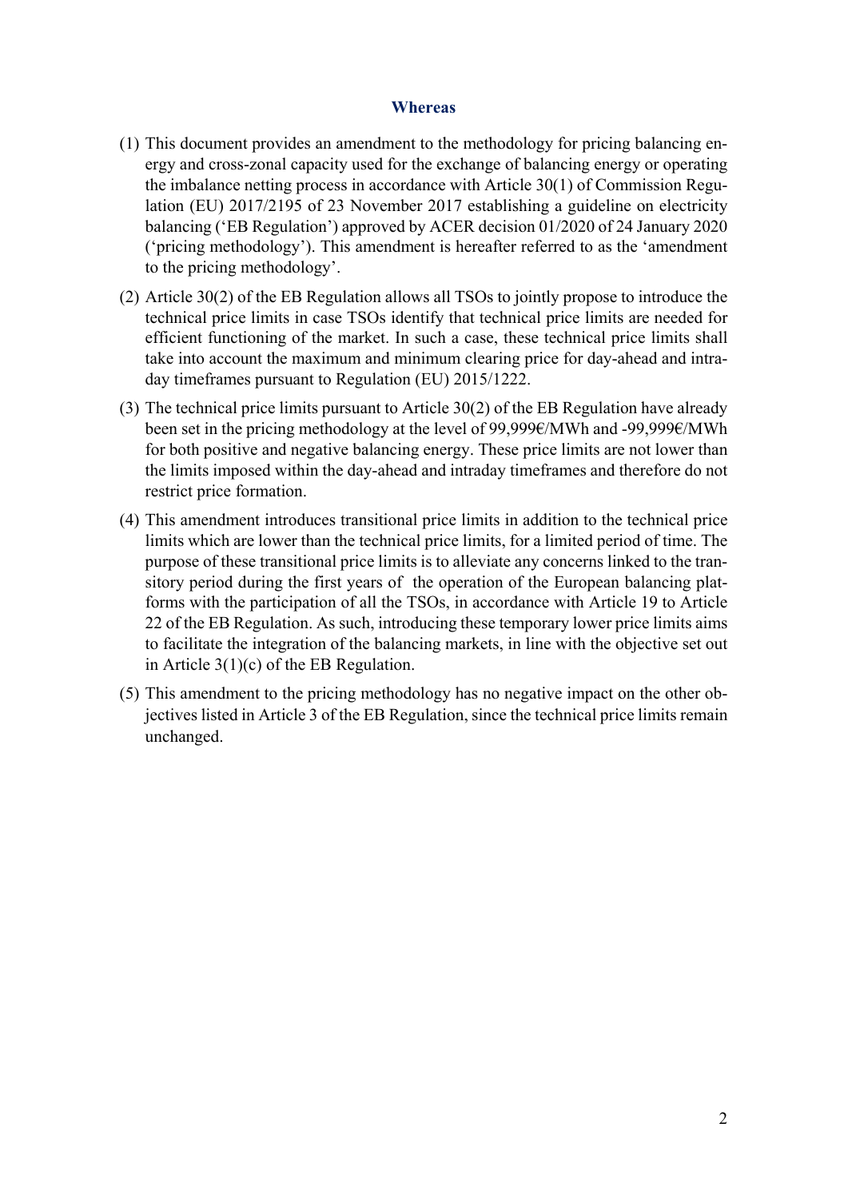## Whereas

(1) This document provides an amendment to the methodology for pricing balancing energy and cross-zonal capacity used for the exchange of balancing energy or operating the imbalance netting process in accordance with Article 30(1) of Commission Regulation (EU) 2017/2195 of 23 November 2017 establishing a guideline on electricity balancing ('EB Regulation') approved by ACER decision 01/2020 of 24 January 2020 ('pricing methodology'). This amendment is hereafter referred to as the 'amendment to the pricing methodology'.

(2) Article 30(2) of the EB Regulation allows all TSOs to jointly propose to introduce the technical price limits in case TSOs identify that technical price limits are needed for efficient functioning of the market. In such a case, these technical price limits shall take into account the maximum and minimum clearing price for day-ahead and intraday timeframes pursuant to Regulation (EU) 2015/1222.

(3) The technical price limits pursuant to Article 30(2) of the EB Regulation have already been set in the pricing methodology at the level of 99,999€/MWh and -99,999€/MWh for both positive and negative balancing energy. These price limits are not lower than the limits imposed within the day-ahead and intraday timeframes and therefore do not restrict price formation.

(4) This amendment introduces transitional price limits in addition to the technical price limits which are lower than the technical price limits, for a limited period of time. The purpose of these transitional price limits is to alleviate any concerns linked to the transitory period during the first years of the operation of the European balancing platforms with the participation of all the TSOs, in accordance with Article 19 to Article 22 of the EB Regulation. As such, introducing these temporary lower price limits aims to facilitate the integration of the balancing markets, in line with the objective set out in Article 3(1)(c) of the EB Regulation.

(5) This amendment to the pricing methodology has no negative impact on the other objectives listed in Article 3 of the EB Regulation, since the technical price limits remain unchanged.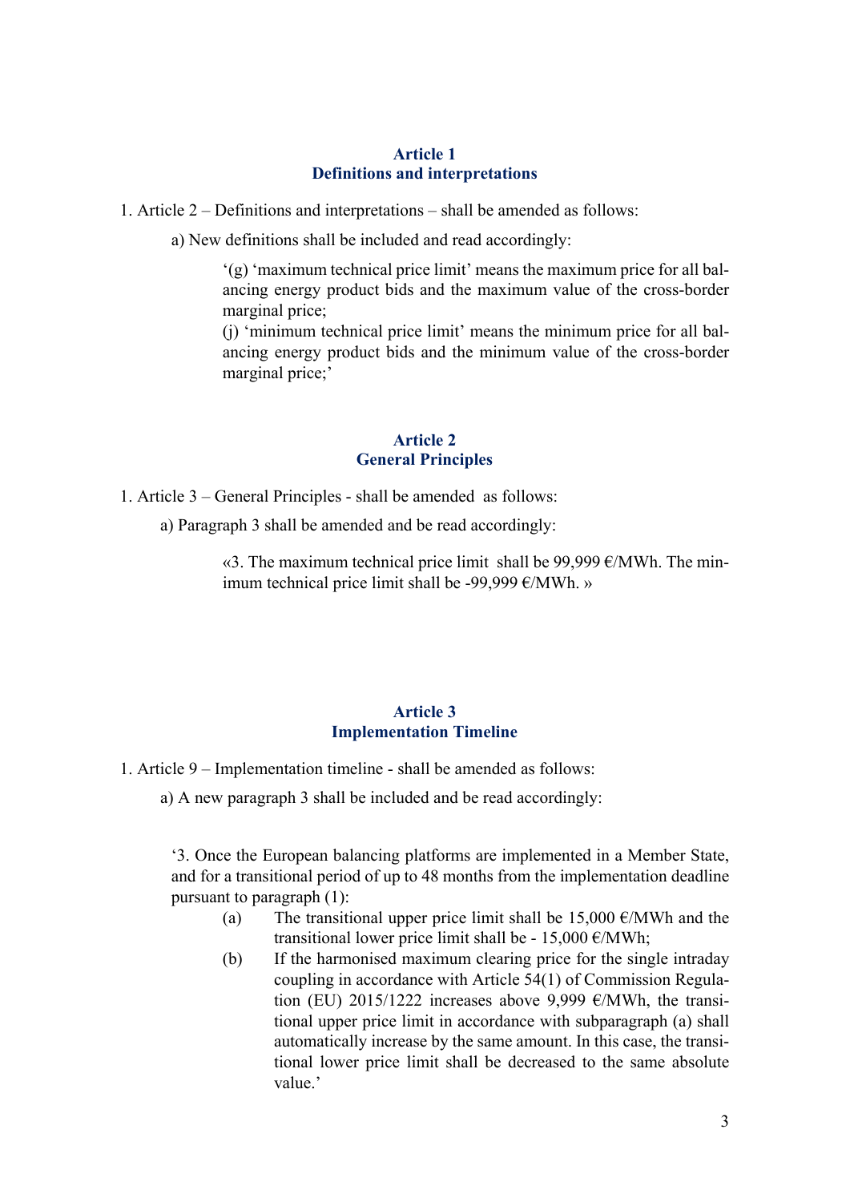## Article 1
## Definitions and interpretations

1. Article 2 – Definitions and interpretations – shall be amended as follows:

   a) New definitions shall be included and read accordingly:

   > ‘(g) ‘maximum technical price limit’ means the maximum price for all balancing energy product bids and the maximum value of the cross-border marginal price;
   >
   > (j) ‘minimum technical price limit’ means the minimum price for all balancing energy product bids and the minimum value of the cross-border marginal price;’

## Article 2
## General Principles

1. Article 3 – General Principles - shall be amended as follows:

   a) Paragraph 3 shall be amended and be read accordingly:

   > «3. The maximum technical price limit shall be 99,999 €/MWh. The minimum technical price limit shall be -99,999 €/MWh. »

## Article 3
## Implementation Timeline

1. Article 9 – Implementation timeline - shall be amended as follows:

   a) A new paragraph 3 shall be included and be read accordingly:

‘3. Once the European balancing platforms are implemented in a Member State, and for a transitional period of up to 48 months from the implementation deadline pursuant to paragraph (1):

- (a) The transitional upper price limit shall be 15,000 €/MWh and the transitional lower price limit shall be - 15,000 €/MWh;
- (b) If the harmonised maximum clearing price for the single intraday coupling in accordance with Article 54(1) of Commission Regulation (EU) 2015/1222 increases above 9,999 €/MWh, the transitional upper price limit in accordance with subparagraph (a) shall automatically increase by the same amount. In this case, the transitional lower price limit shall be decreased to the same absolute value.’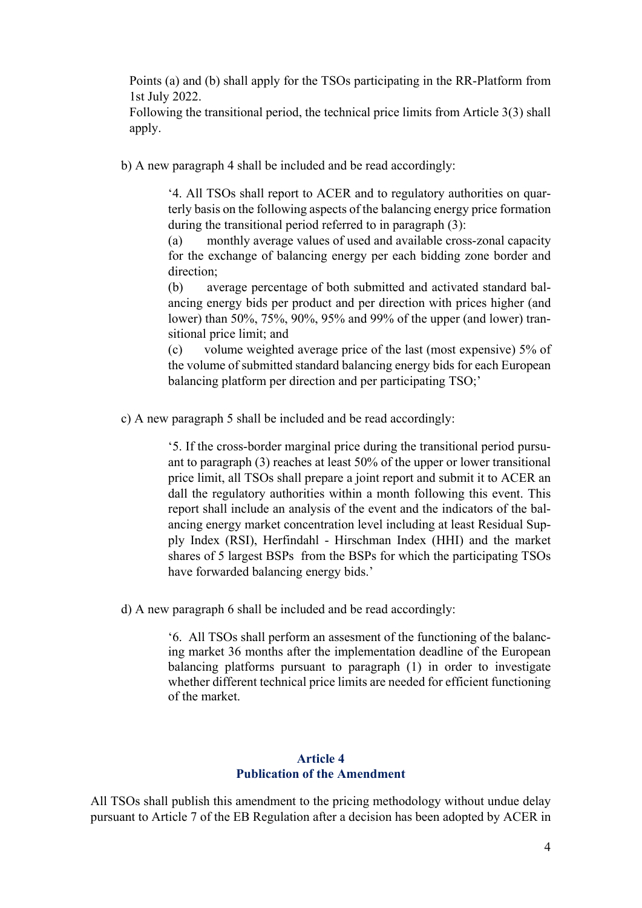Points (a) and (b) shall apply for the TSOs participating in the RR-Platform from 1st July 2022.

Following the transitional period, the technical price limits from Article 3(3) shall apply.

b) A new paragraph 4 shall be included and be read accordingly:

> '4. All TSOs shall report to ACER and to regulatory authorities on quarterly basis on the following aspects of the balancing energy price formation during the transitional period referred to in paragraph (3):
>
> (a) monthly average values of used and available cross-zonal capacity for the exchange of balancing energy per each bidding zone border and direction;
>
> (b) average percentage of both submitted and activated standard balancing energy bids per product and per direction with prices higher (and lower) than 50%, 75%, 90%, 95% and 99% of the upper (and lower) transitional price limit; and
>
> (c) volume weighted average price of the last (most expensive) 5% of the volume of submitted standard balancing energy bids for each European balancing platform per direction and per participating TSO;'

c) A new paragraph 5 shall be included and be read accordingly:

> '5. If the cross-border marginal price during the transitional period pursuant to paragraph (3) reaches at least 50% of the upper or lower transitional price limit, all TSOs shall prepare a joint report and submit it to ACER an dall the regulatory authorities within a month following this event. This report shall include an analysis of the event and the indicators of the balancing energy market concentration level including at least Residual Supply Index (RSI), Herfindahl - Hirschman Index (HHI) and the market shares of 5 largest BSPs from the BSPs for which the participating TSOs have forwarded balancing energy bids.'

d) A new paragraph 6 shall be included and be read accordingly:

> '6. All TSOs shall perform an assesment of the functioning of the balancing market 36 months after the implementation deadline of the European balancing platforms pursuant to paragraph (1) in order to investigate whether different technical price limits are needed for efficient functioning of the market.

## Article 4
## Publication of the Amendment

All TSOs shall publish this amendment to the pricing methodology without undue delay pursuant to Article 7 of the EB Regulation after a decision has been adopted by ACER in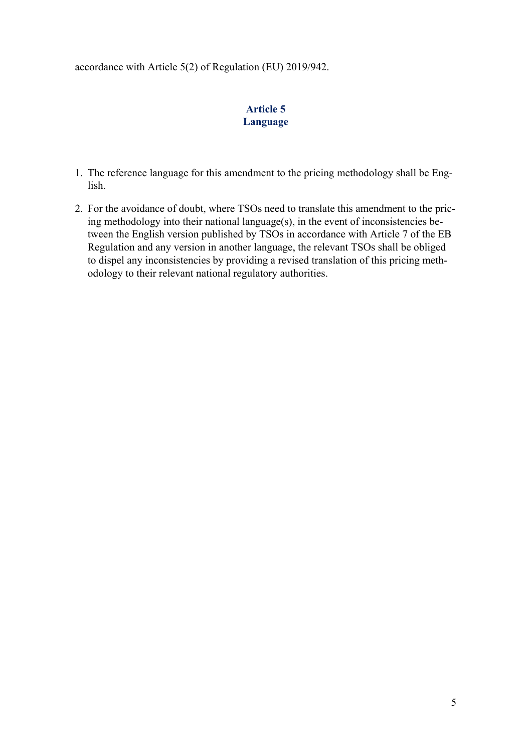accordance with Article 5(2) of Regulation (EU) 2019/942.

## Article 5
## Language

1. The reference language for this amendment to the pricing methodology shall be English.
2. For the avoidance of doubt, where TSOs need to translate this amendment to the pricing methodology into their national language(s), in the event of inconsistencies between the English version published by TSOs in accordance with Article 7 of the EB Regulation and any version in another language, the relevant TSOs shall be obliged to dispel any inconsistencies by providing a revised translation of this pricing methodology to their relevant national regulatory authorities.